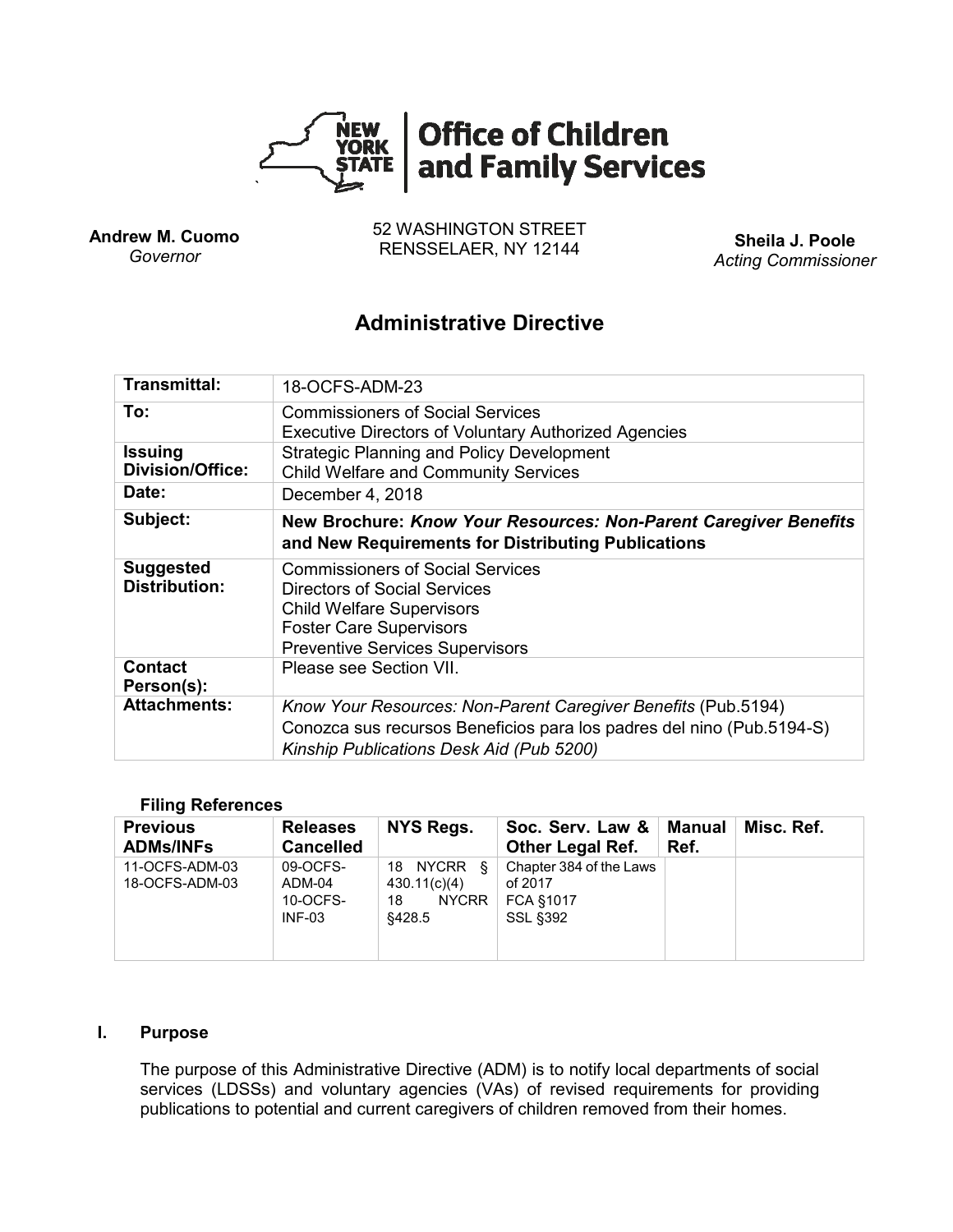**Office of Children and Family Services**

**Andrew M. Cuomo**
*Governor*

52 WASHINGTON STREET
RENSSELAER, NY 12144

**Sheila J. Poole**
*Acting Commissioner*

# Administrative Directive

| | |
|---|---|
| **Transmittal:** | 18-OCFS-ADM-23 |
| **To:** | Commissioners of Social Services<br>Executive Directors of Voluntary Authorized Agencies |
| **Issuing Division/Office:** | Strategic Planning and Policy Development<br>Child Welfare and Community Services |
| **Date:** | December 4, 2018 |
| **Subject:** | **New Brochure: *Know Your Resources: Non-Parent Caregiver Benefits* and New Requirements for Distributing Publications** |
| **Suggested Distribution:** | Commissioners of Social Services<br>Directors of Social Services<br>Child Welfare Supervisors<br>Foster Care Supervisors<br>Preventive Services Supervisors |
| **Contact Person(s):** | Please see Section VII. |
| **Attachments:** | *Know Your Resources: Non-Parent Caregiver Benefits* (Pub.5194)<br>Conozca sus recursos Beneficios para los padres del nino (Pub.5194-S)<br>*Kinship Publications Desk Aid (Pub 5200)* |

**Filing References**

| Previous ADMs/INFs | Releases Cancelled | NYS Regs. | Soc. Serv. Law & Other Legal Ref. | Manual Ref. | Misc. Ref. |
|---|---|---|---|---|---|
| 11-OCFS-ADM-03<br>18-OCFS-ADM-03 | 09-OCFS-ADM-04<br>10-OCFS-INF-03 | 18 NYCRR § 430.11(c)(4)<br>18 NYCRR §428.5 | Chapter 384 of the Laws of 2017<br>FCA §1017<br>SSL §392 | | |

## I. Purpose

The purpose of this Administrative Directive (ADM) is to notify local departments of social services (LDSSs) and voluntary agencies (VAs) of revised requirements for providing publications to potential and current caregivers of children removed from their homes.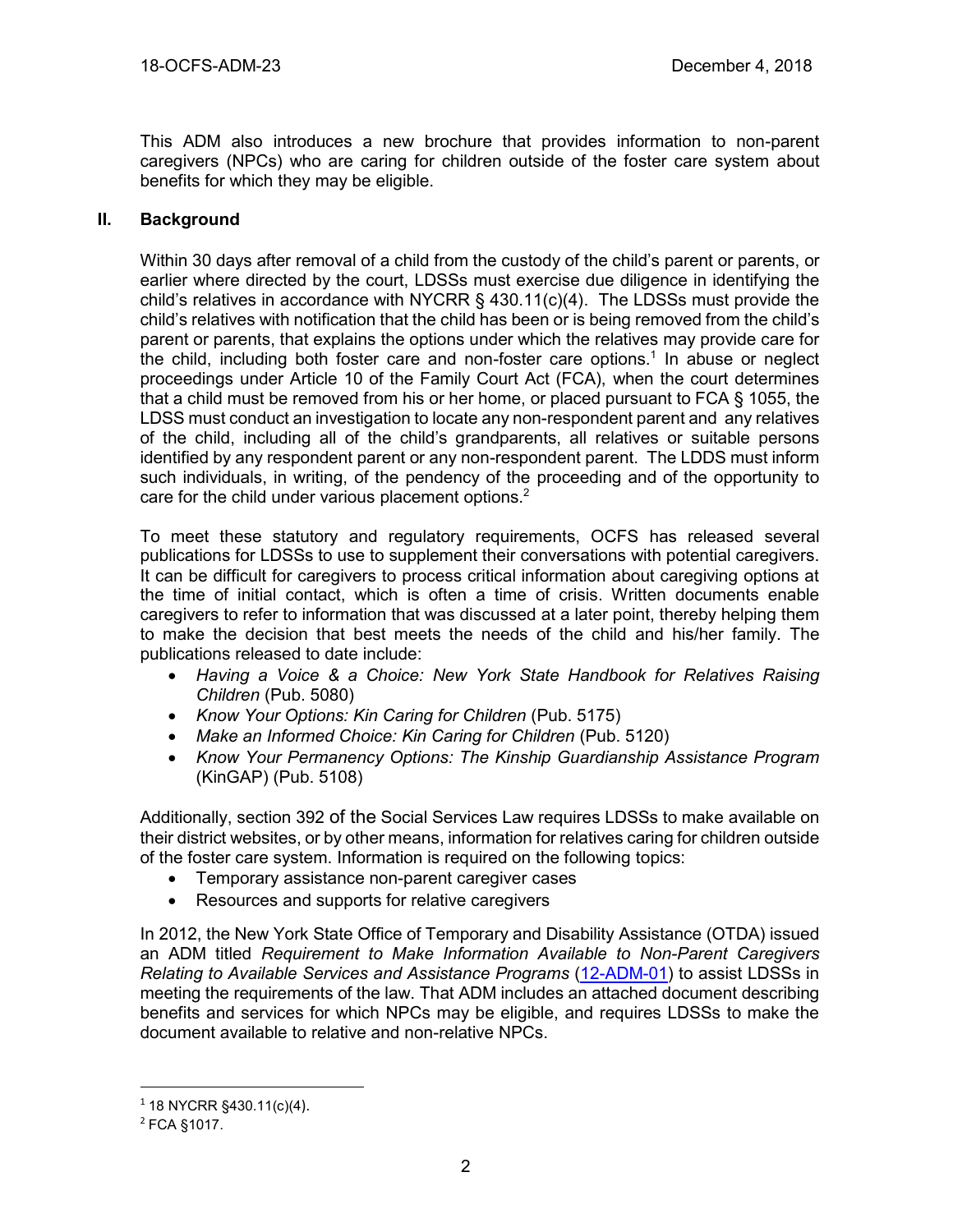This ADM also introduces a new brochure that provides information to non-parent caregivers (NPCs) who are caring for children outside of the foster care system about benefits for which they may be eligible.

## II. Background

Within 30 days after removal of a child from the custody of the child's parent or parents, or earlier where directed by the court, LDSSs must exercise due diligence in identifying the child's relatives in accordance with NYCRR § 430.11(c)(4). The LDSSs must provide the child's relatives with notification that the child has been or is being removed from the child's parent or parents, that explains the options under which the relatives may provide care for the child, including both foster care and non-foster care options.[1] In abuse or neglect proceedings under Article 10 of the Family Court Act (FCA), when the court determines that a child must be removed from his or her home, or placed pursuant to FCA § 1055, the LDSS must conduct an investigation to locate any non-respondent parent and any relatives of the child, including all of the child's grandparents, all relatives or suitable persons identified by any respondent parent or any non-respondent parent. The LDDS must inform such individuals, in writing, of the pendency of the proceeding and of the opportunity to care for the child under various placement options.[2]

To meet these statutory and regulatory requirements, OCFS has released several publications for LDSSs to use to supplement their conversations with potential caregivers. It can be difficult for caregivers to process critical information about caregiving options at the time of initial contact, which is often a time of crisis. Written documents enable caregivers to refer to information that was discussed at a later point, thereby helping them to make the decision that best meets the needs of the child and his/her family. The publications released to date include:

- *Having a Voice & a Choice: New York State Handbook for Relatives Raising Children* (Pub. 5080)
- *Know Your Options: Kin Caring for Children* (Pub. 5175)
- *Make an Informed Choice: Kin Caring for Children* (Pub. 5120)
- *Know Your Permanency Options: The Kinship Guardianship Assistance Program* (KinGAP) (Pub. 5108)

Additionally, section 392 of the Social Services Law requires LDSSs to make available on their district websites, or by other means, information for relatives caring for children outside of the foster care system. Information is required on the following topics:

- Temporary assistance non-parent caregiver cases
- Resources and supports for relative caregivers

In 2012, the New York State Office of Temporary and Disability Assistance (OTDA) issued an ADM titled *Requirement to Make Information Available to Non-Parent Caregivers Relating to Available Services and Assistance Programs* (12-ADM-01) to assist LDSSs in meeting the requirements of the law. That ADM includes an attached document describing benefits and services for which NPCs may be eligible, and requires LDSSs to make the document available to relative and non-relative NPCs.

---

[1] 18 NYCRR §430.11(c)(4).

[2] FCA §1017.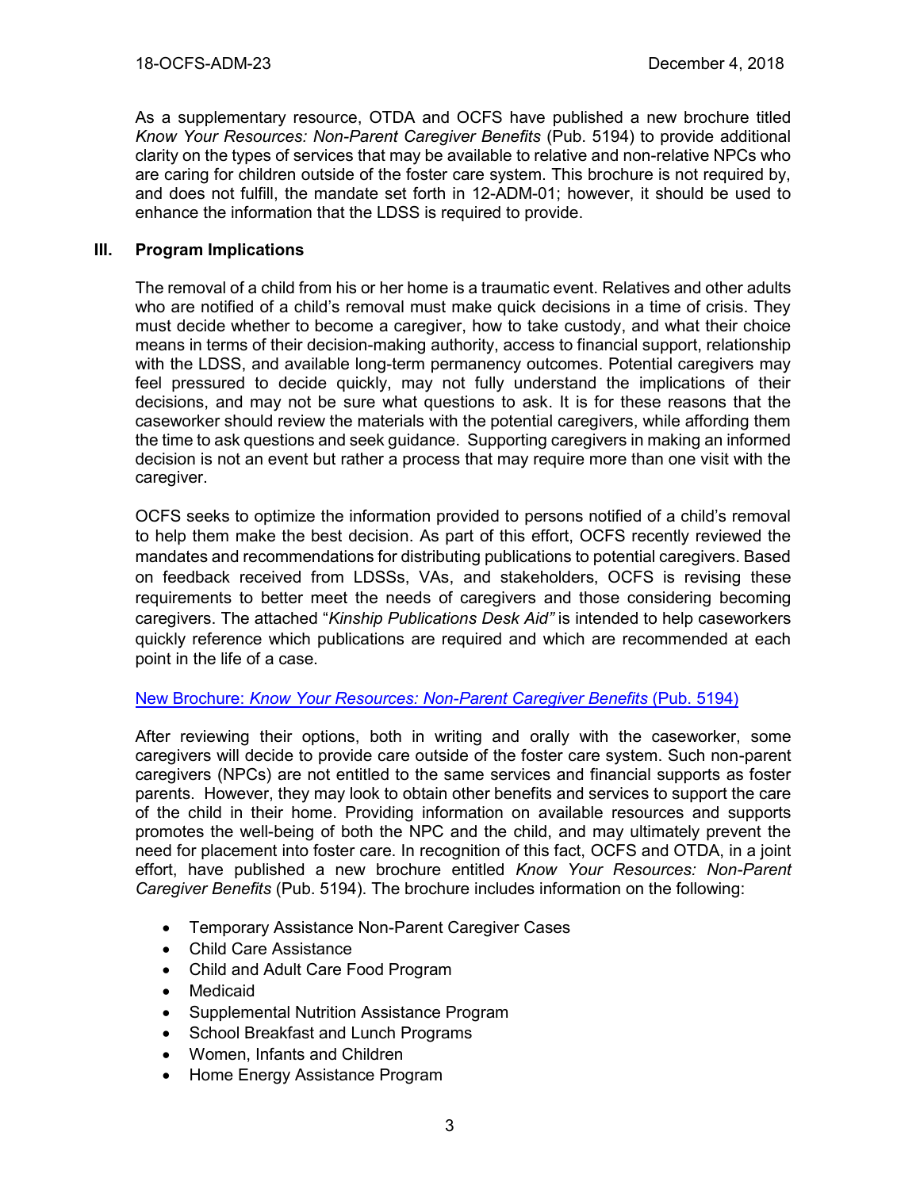As a supplementary resource, OTDA and OCFS have published a new brochure titled *Know Your Resources: Non-Parent Caregiver Benefits* (Pub. 5194) to provide additional clarity on the types of services that may be available to relative and non-relative NPCs who are caring for children outside of the foster care system. This brochure is not required by, and does not fulfill, the mandate set forth in 12-ADM-01; however, it should be used to enhance the information that the LDSS is required to provide.

## III. Program Implications

The removal of a child from his or her home is a traumatic event. Relatives and other adults who are notified of a child's removal must make quick decisions in a time of crisis. They must decide whether to become a caregiver, how to take custody, and what their choice means in terms of their decision-making authority, access to financial support, relationship with the LDSS, and available long-term permanency outcomes. Potential caregivers may feel pressured to decide quickly, may not fully understand the implications of their decisions, and may not be sure what questions to ask. It is for these reasons that the caseworker should review the materials with the potential caregivers, while affording them the time to ask questions and seek guidance. Supporting caregivers in making an informed decision is not an event but rather a process that may require more than one visit with the caregiver.

OCFS seeks to optimize the information provided to persons notified of a child's removal to help them make the best decision. As part of this effort, OCFS recently reviewed the mandates and recommendations for distributing publications to potential caregivers. Based on feedback received from LDSSs, VAs, and stakeholders, OCFS is revising these requirements to better meet the needs of caregivers and those considering becoming caregivers. The attached "*Kinship Publications Desk Aid"* is intended to help caseworkers quickly reference which publications are required and which are recommended at each point in the life of a case.

New Brochure: *Know Your Resources: Non-Parent Caregiver Benefits* (Pub. 5194)

After reviewing their options, both in writing and orally with the caseworker, some caregivers will decide to provide care outside of the foster care system. Such non-parent caregivers (NPCs) are not entitled to the same services and financial supports as foster parents. However, they may look to obtain other benefits and services to support the care of the child in their home. Providing information on available resources and supports promotes the well-being of both the NPC and the child, and may ultimately prevent the need for placement into foster care. In recognition of this fact, OCFS and OTDA, in a joint effort, have published a new brochure entitled *Know Your Resources: Non-Parent Caregiver Benefits* (Pub. 5194). The brochure includes information on the following:

- Temporary Assistance Non-Parent Caregiver Cases
- Child Care Assistance
- Child and Adult Care Food Program
- Medicaid
- Supplemental Nutrition Assistance Program
- School Breakfast and Lunch Programs
- Women, Infants and Children
- Home Energy Assistance Program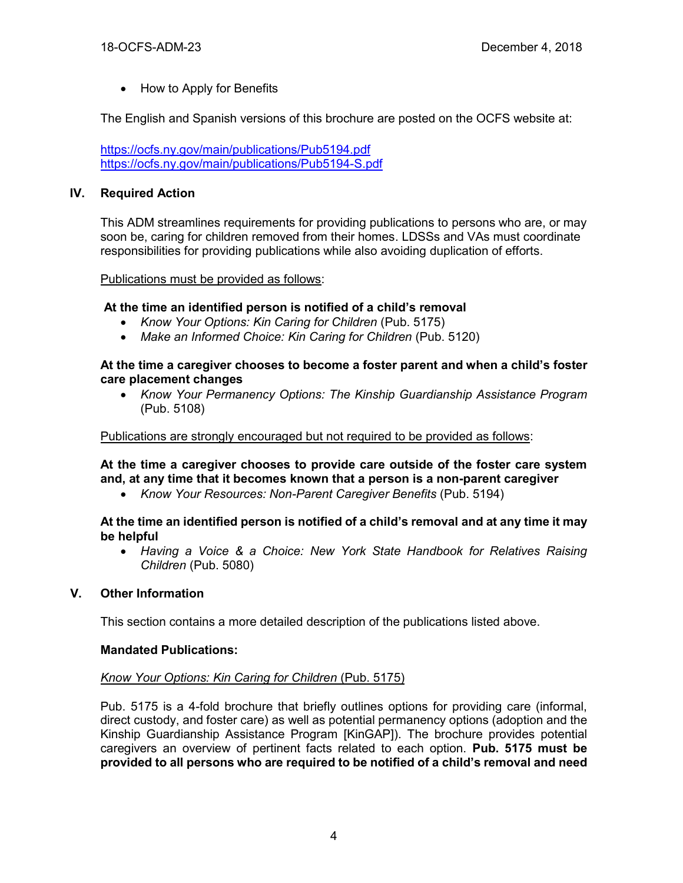- How to Apply for Benefits

The English and Spanish versions of this brochure are posted on the OCFS website at:

https://ocfs.ny.gov/main/publications/Pub5194.pdf
https://ocfs.ny.gov/main/publications/Pub5194-S.pdf

## IV. Required Action

This ADM streamlines requirements for providing publications to persons who are, or may soon be, caring for children removed from their homes. LDSSs and VAs must coordinate responsibilities for providing publications while also avoiding duplication of efforts.

Publications must be provided as follows:

**At the time an identified person is notified of a child's removal**

- *Know Your Options: Kin Caring for Children* (Pub. 5175)
- *Make an Informed Choice: Kin Caring for Children* (Pub. 5120)

**At the time a caregiver chooses to become a foster parent and when a child's foster care placement changes**

- *Know Your Permanency Options: The Kinship Guardianship Assistance Program* (Pub. 5108)

Publications are strongly encouraged but not required to be provided as follows:

**At the time a caregiver chooses to provide care outside of the foster care system and, at any time that it becomes known that a person is a non-parent caregiver**

- *Know Your Resources: Non-Parent Caregiver Benefits* (Pub. 5194)

**At the time an identified person is notified of a child's removal and at any time it may be helpful**

- *Having a Voice & a Choice: New York State Handbook for Relatives Raising Children* (Pub. 5080)

## V. Other Information

This section contains a more detailed description of the publications listed above.

**Mandated Publications:**

*Know Your Options: Kin Caring for Children* (Pub. 5175)

Pub. 5175 is a 4-fold brochure that briefly outlines options for providing care (informal, direct custody, and foster care) as well as potential permanency options (adoption and the Kinship Guardianship Assistance Program [KinGAP]). The brochure provides potential caregivers an overview of pertinent facts related to each option. **Pub. 5175 must be provided to all persons who are required to be notified of a child's removal and need**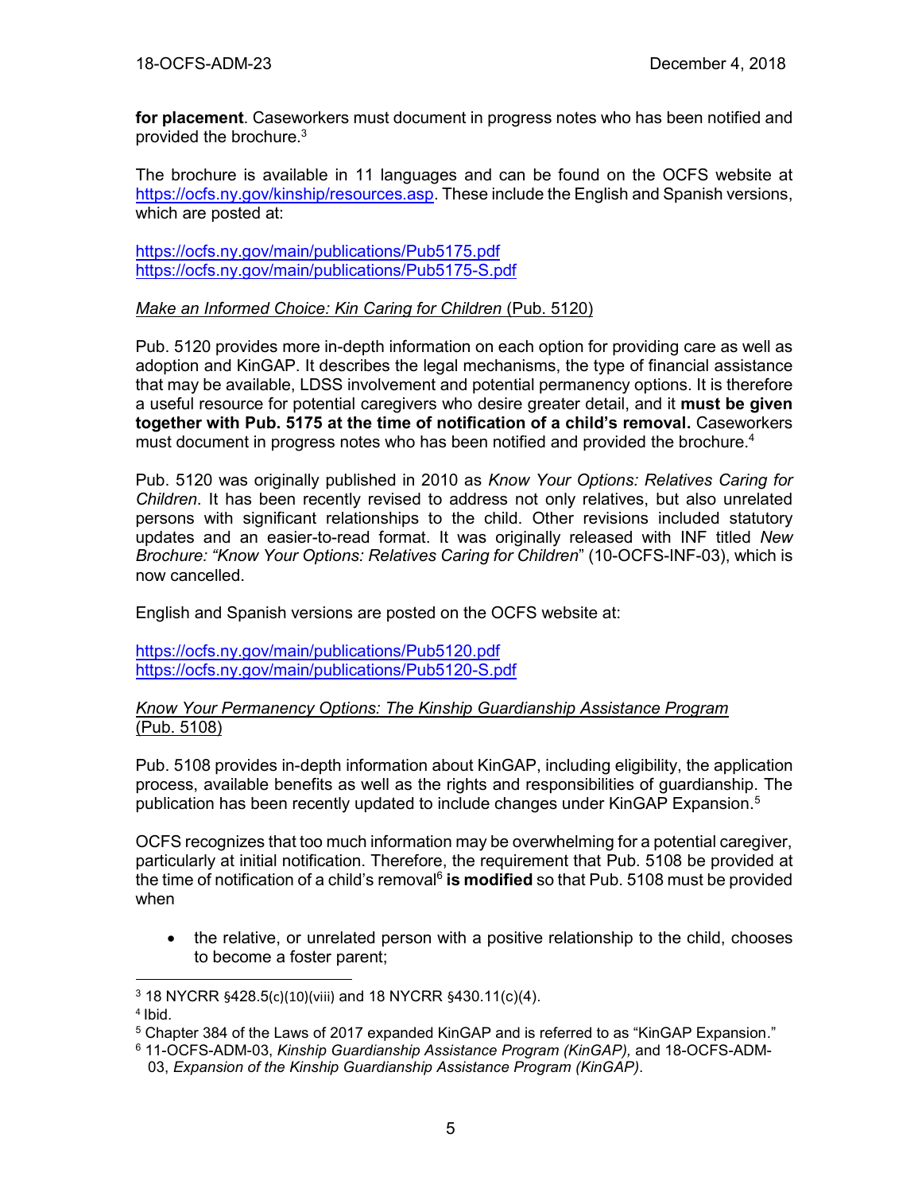**for placement**. Caseworkers must document in progress notes who has been notified and provided the brochure.[3]

The brochure is available in 11 languages and can be found on the OCFS website at https://ocfs.ny.gov/kinship/resources.asp. These include the English and Spanish versions, which are posted at:

https://ocfs.ny.gov/main/publications/Pub5175.pdf
https://ocfs.ny.gov/main/publications/Pub5175-S.pdf

*Make an Informed Choice: Kin Caring for Children* (Pub. 5120)

Pub. 5120 provides more in-depth information on each option for providing care as well as adoption and KinGAP. It describes the legal mechanisms, the type of financial assistance that may be available, LDSS involvement and potential permanency options. It is therefore a useful resource for potential caregivers who desire greater detail, and it **must be given together with Pub. 5175 at the time of notification of a child's removal.** Caseworkers must document in progress notes who has been notified and provided the brochure.[4]

Pub. 5120 was originally published in 2010 as *Know Your Options: Relatives Caring for Children*. It has been recently revised to address not only relatives, but also unrelated persons with significant relationships to the child. Other revisions included statutory updates and an easier-to-read format. It was originally released with INF titled *New Brochure: "Know Your Options: Relatives Caring for Children*" (10-OCFS-INF-03), which is now cancelled.

English and Spanish versions are posted on the OCFS website at:

https://ocfs.ny.gov/main/publications/Pub5120.pdf
https://ocfs.ny.gov/main/publications/Pub5120-S.pdf

*Know Your Permanency Options: The Kinship Guardianship Assistance Program* (Pub. 5108)

Pub. 5108 provides in-depth information about KinGAP, including eligibility, the application process, available benefits as well as the rights and responsibilities of guardianship. The publication has been recently updated to include changes under KinGAP Expansion.[5]

OCFS recognizes that too much information may be overwhelming for a potential caregiver, particularly at initial notification. Therefore, the requirement that Pub. 5108 be provided at the time of notification of a child's removal[6] **is modified** so that Pub. 5108 must be provided when

- the relative, or unrelated person with a positive relationship to the child, chooses to become a foster parent;

---

[3] 18 NYCRR §428.5(c)(10)(viii) and 18 NYCRR §430.11(c)(4).
[4] Ibid.
[5] Chapter 384 of the Laws of 2017 expanded KinGAP and is referred to as "KinGAP Expansion."
[6] 11-OCFS-ADM-03, *Kinship Guardianship Assistance Program (KinGAP),* and 18-OCFS-ADM-03, *Expansion of the Kinship Guardianship Assistance Program (KinGAP)*.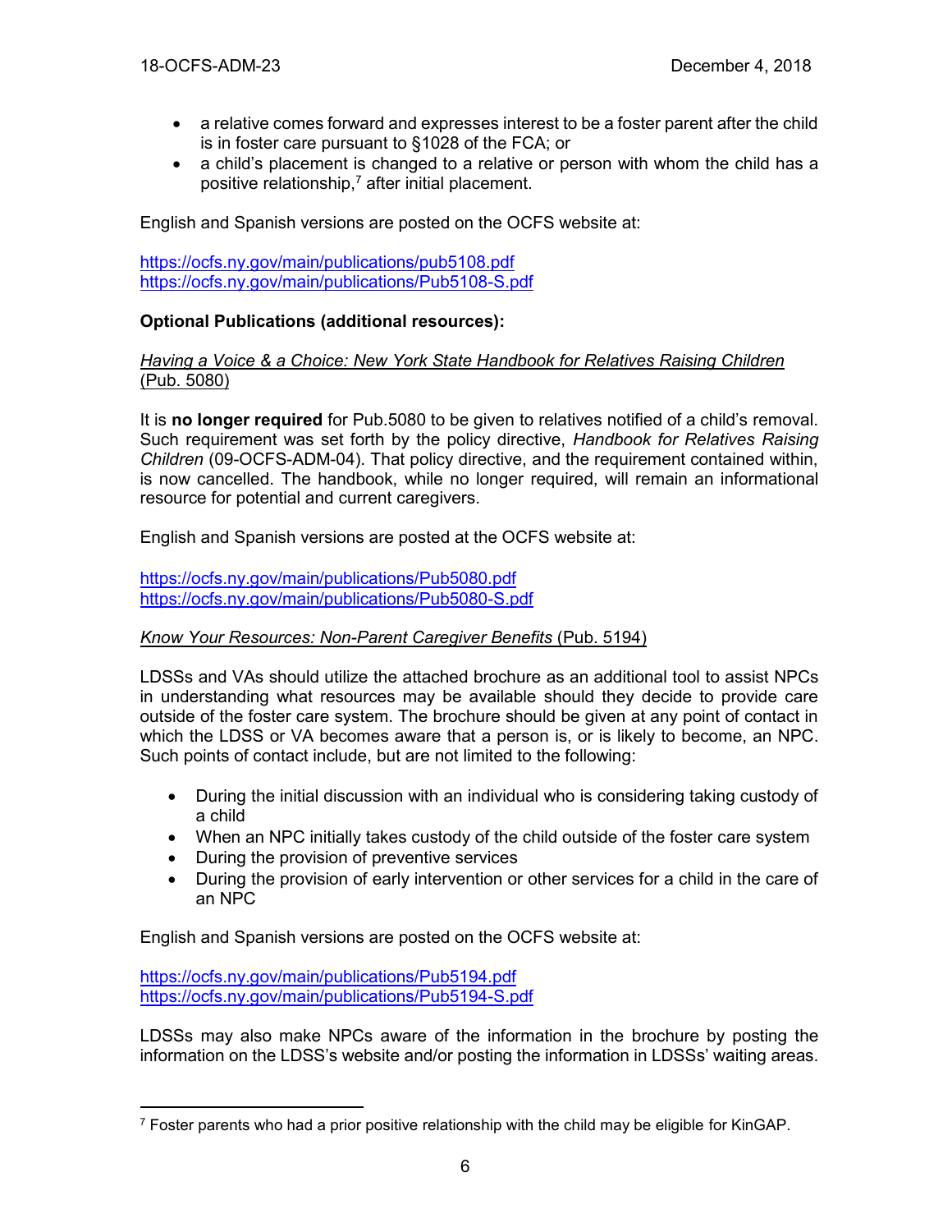- a relative comes forward and expresses interest to be a foster parent after the child is in foster care pursuant to §1028 of the FCA; or
- a child's placement is changed to a relative or person with whom the child has a positive relationship,[7] after initial placement.

English and Spanish versions are posted on the OCFS website at:

https://ocfs.ny.gov/main/publications/pub5108.pdf
https://ocfs.ny.gov/main/publications/Pub5108-S.pdf

**Optional Publications (additional resources):**

*Having a Voice & a Choice: New York State Handbook for Relatives Raising Children* (Pub. 5080)

It is **no longer required** for Pub.5080 to be given to relatives notified of a child's removal. Such requirement was set forth by the policy directive, *Handbook for Relatives Raising Children* (09-OCFS-ADM-04). That policy directive, and the requirement contained within, is now cancelled. The handbook, while no longer required, will remain an informational resource for potential and current caregivers.

English and Spanish versions are posted at the OCFS website at:

https://ocfs.ny.gov/main/publications/Pub5080.pdf
https://ocfs.ny.gov/main/publications/Pub5080-S.pdf

*Know Your Resources: Non-Parent Caregiver Benefits* (Pub. 5194)

LDSSs and VAs should utilize the attached brochure as an additional tool to assist NPCs in understanding what resources may be available should they decide to provide care outside of the foster care system. The brochure should be given at any point of contact in which the LDSS or VA becomes aware that a person is, or is likely to become, an NPC. Such points of contact include, but are not limited to the following:

- During the initial discussion with an individual who is considering taking custody of a child
- When an NPC initially takes custody of the child outside of the foster care system
- During the provision of preventive services
- During the provision of early intervention or other services for a child in the care of an NPC

English and Spanish versions are posted on the OCFS website at:

https://ocfs.ny.gov/main/publications/Pub5194.pdf
https://ocfs.ny.gov/main/publications/Pub5194-S.pdf

LDSSs may also make NPCs aware of the information in the brochure by posting the information on the LDSS's website and/or posting the information in LDSSs' waiting areas.

---

[7] Foster parents who had a prior positive relationship with the child may be eligible for KinGAP.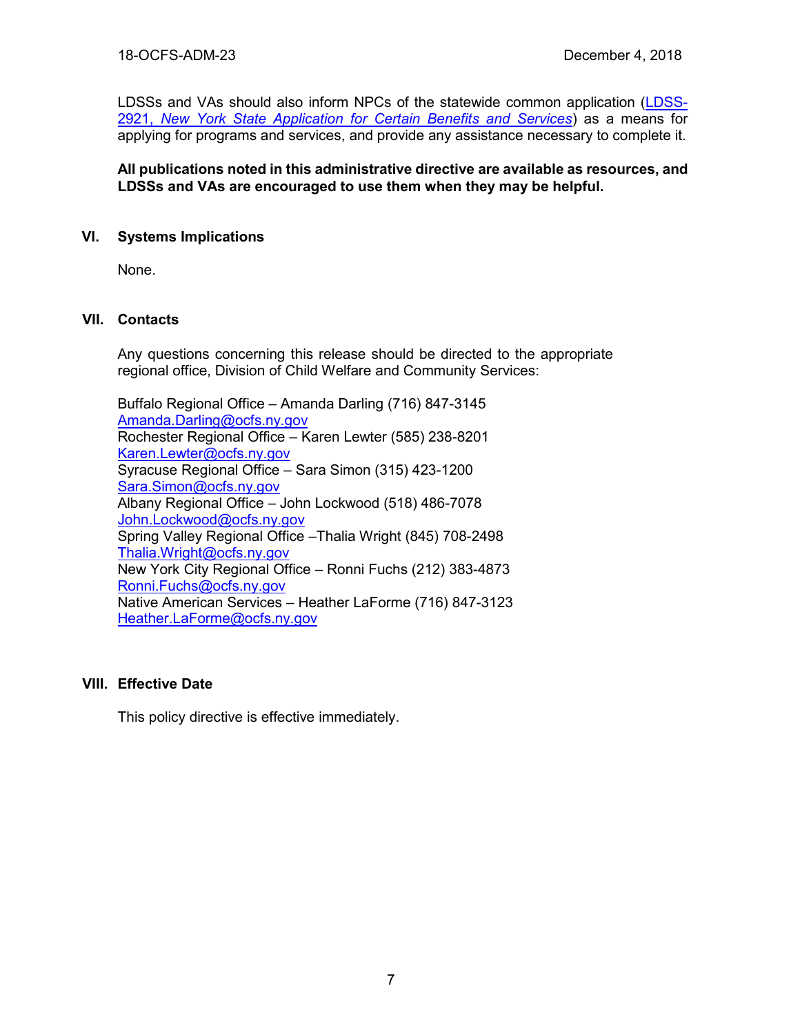LDSSs and VAs should also inform NPCs of the statewide common application (LDSS-2921, *New York State Application for Certain Benefits and Services*) as a means for applying for programs and services, and provide any assistance necessary to complete it.

**All publications noted in this administrative directive are available as resources, and LDSSs and VAs are encouraged to use them when they may be helpful.**

## VI. Systems Implications

None.

## VII. Contacts

Any questions concerning this release should be directed to the appropriate regional office, Division of Child Welfare and Community Services:

Buffalo Regional Office – Amanda Darling (716) 847-3145
Amanda.Darling@ocfs.ny.gov
Rochester Regional Office – Karen Lewter (585) 238-8201
Karen.Lewter@ocfs.ny.gov
Syracuse Regional Office – Sara Simon (315) 423-1200
Sara.Simon@ocfs.ny.gov
Albany Regional Office – John Lockwood (518) 486-7078
John.Lockwood@ocfs.ny.gov
Spring Valley Regional Office –Thalia Wright (845) 708-2498
Thalia.Wright@ocfs.ny.gov
New York City Regional Office – Ronni Fuchs (212) 383-4873
Ronni.Fuchs@ocfs.ny.gov
Native American Services – Heather LaForme (716) 847-3123
Heather.LaForme@ocfs.ny.gov

## VIII. Effective Date

This policy directive is effective immediately.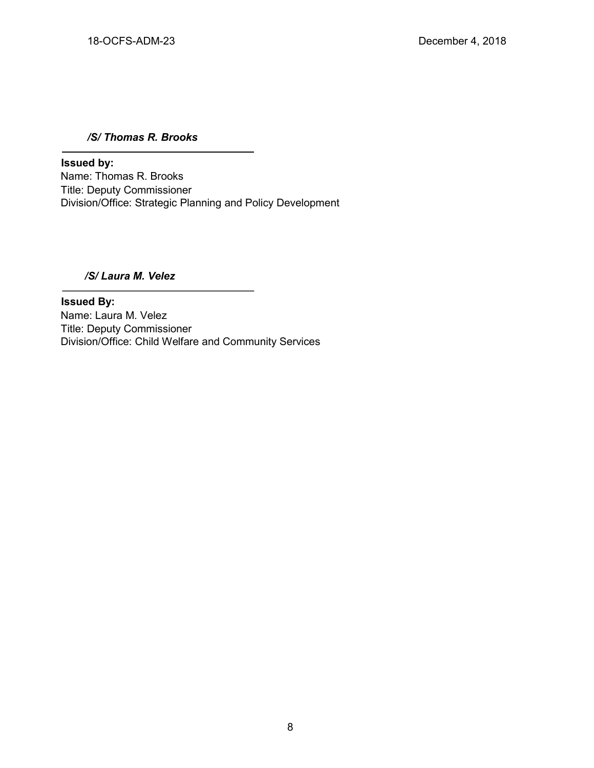***/S/ Thomas R. Brooks***

---

**Issued by:**
Name: Thomas R. Brooks
Title: Deputy Commissioner
Division/Office: Strategic Planning and Policy Development

***/S/ Laura M. Velez***

---

**Issued By:**
Name: Laura M. Velez
Title: Deputy Commissioner
Division/Office: Child Welfare and Community Services